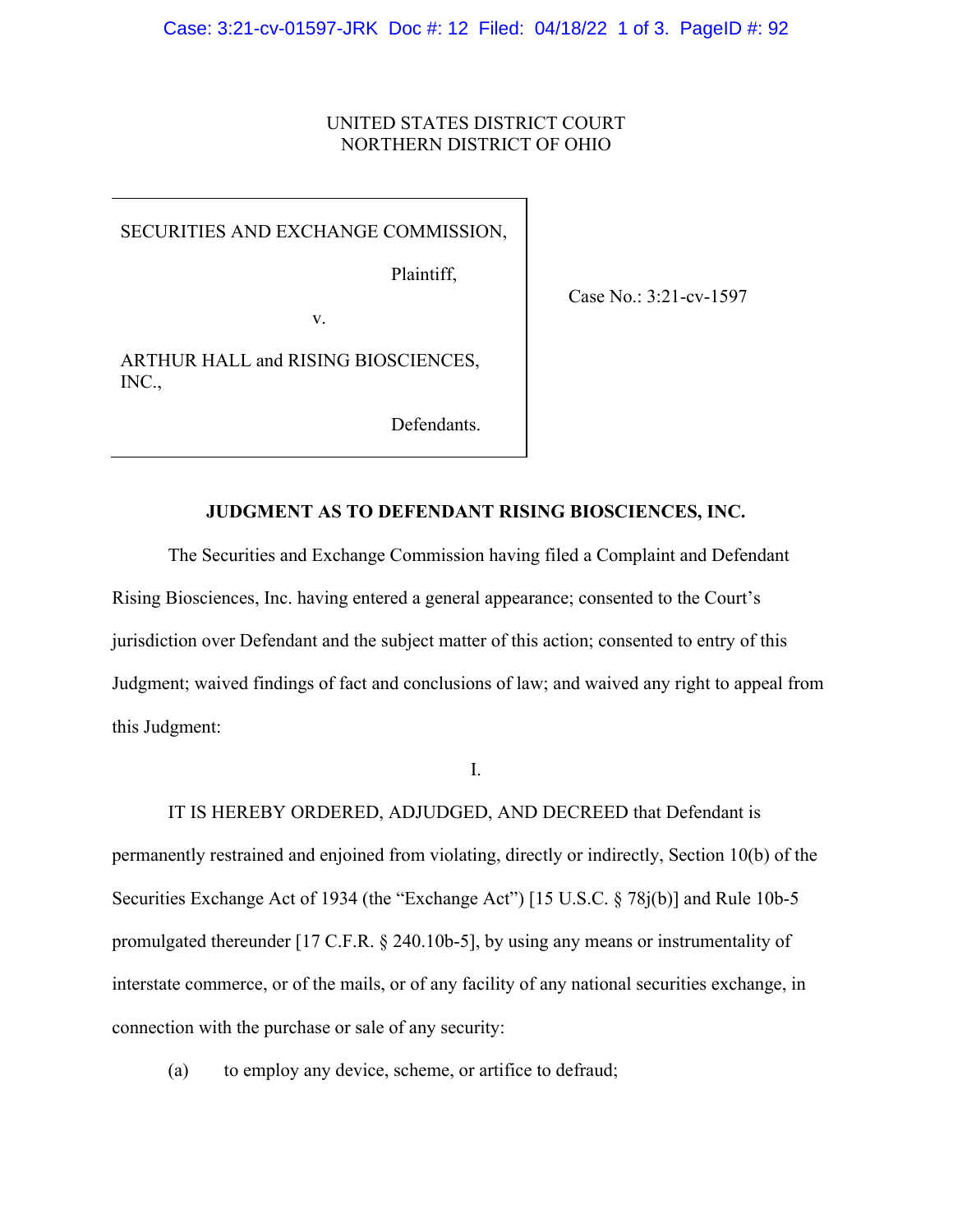UNITED STATES DISTRICT COURT
NORTHERN DISTRICT OF OHIO

| | |
|---|---|
| SECURITIES AND EXCHANGE COMMISSION,<br><br>Plaintiff,<br><br>v.<br><br>ARTHUR HALL and RISING BIOSCIENCES, INC.,<br><br>Defendants. | Case No.: 3:21-cv-1597 |

## JUDGMENT AS TO DEFENDANT RISING BIOSCIENCES, INC.

The Securities and Exchange Commission having filed a Complaint and Defendant Rising Biosciences, Inc. having entered a general appearance; consented to the Court's jurisdiction over Defendant and the subject matter of this action; consented to entry of this Judgment; waived findings of fact and conclusions of law; and waived any right to appeal from this Judgment:

I.

IT IS HEREBY ORDERED, ADJUDGED, AND DECREED that Defendant is permanently restrained and enjoined from violating, directly or indirectly, Section 10(b) of the Securities Exchange Act of 1934 (the "Exchange Act") [15 U.S.C. § 78j(b)] and Rule 10b-5 promulgated thereunder [17 C.F.R. § 240.10b-5], by using any means or instrumentality of interstate commerce, or of the mails, or of any facility of any national securities exchange, in connection with the purchase or sale of any security:

(a) to employ any device, scheme, or artifice to defraud;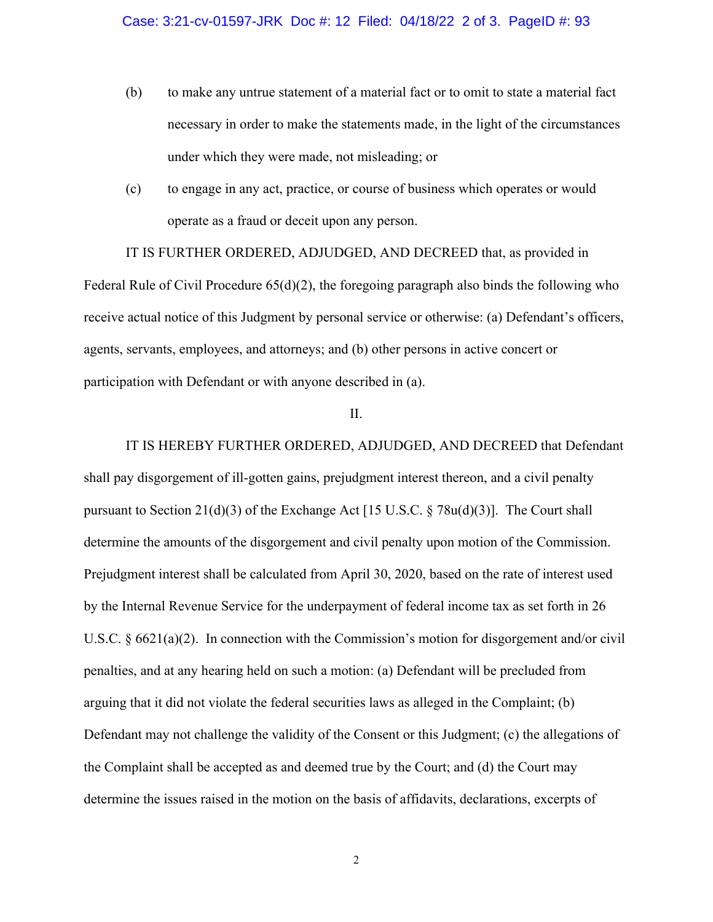(b) to make any untrue statement of a material fact or to omit to state a material fact necessary in order to make the statements made, in the light of the circumstances under which they were made, not misleading; or

(c) to engage in any act, practice, or course of business which operates or would operate as a fraud or deceit upon any person.

IT IS FURTHER ORDERED, ADJUDGED, AND DECREED that, as provided in Federal Rule of Civil Procedure 65(d)(2), the foregoing paragraph also binds the following who receive actual notice of this Judgment by personal service or otherwise: (a) Defendant's officers, agents, servants, employees, and attorneys; and (b) other persons in active concert or participation with Defendant or with anyone described in (a).

II.

IT IS HEREBY FURTHER ORDERED, ADJUDGED, AND DECREED that Defendant shall pay disgorgement of ill-gotten gains, prejudgment interest thereon, and a civil penalty pursuant to Section 21(d)(3) of the Exchange Act [15 U.S.C. § 78u(d)(3)]. The Court shall determine the amounts of the disgorgement and civil penalty upon motion of the Commission. Prejudgment interest shall be calculated from April 30, 2020, based on the rate of interest used by the Internal Revenue Service for the underpayment of federal income tax as set forth in 26 U.S.C. § 6621(a)(2). In connection with the Commission's motion for disgorgement and/or civil penalties, and at any hearing held on such a motion: (a) Defendant will be precluded from arguing that it did not violate the federal securities laws as alleged in the Complaint; (b) Defendant may not challenge the validity of the Consent or this Judgment; (c) the allegations of the Complaint shall be accepted as and deemed true by the Court; and (d) the Court may determine the issues raised in the motion on the basis of affidavits, declarations, excerpts of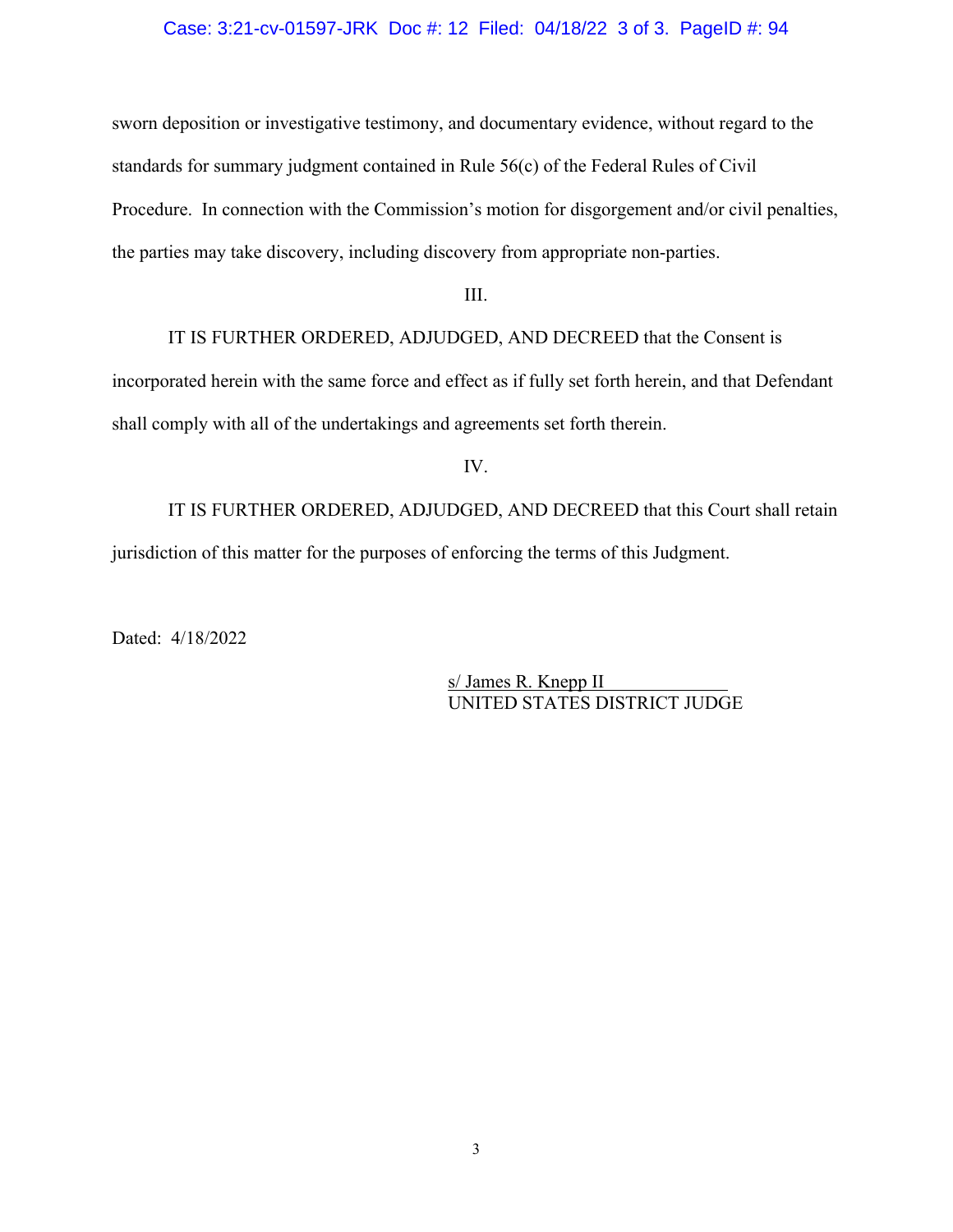sworn deposition or investigative testimony, and documentary evidence, without regard to the standards for summary judgment contained in Rule 56(c) of the Federal Rules of Civil Procedure. In connection with the Commission's motion for disgorgement and/or civil penalties, the parties may take discovery, including discovery from appropriate non-parties.

III.

IT IS FURTHER ORDERED, ADJUDGED, AND DECREED that the Consent is incorporated herein with the same force and effect as if fully set forth herein, and that Defendant shall comply with all of the undertakings and agreements set forth therein.

IV.

IT IS FURTHER ORDERED, ADJUDGED, AND DECREED that this Court shall retain jurisdiction of this matter for the purposes of enforcing the terms of this Judgment.

Dated: 4/18/2022

s/ James R. Knepp II
UNITED STATES DISTRICT JUDGE